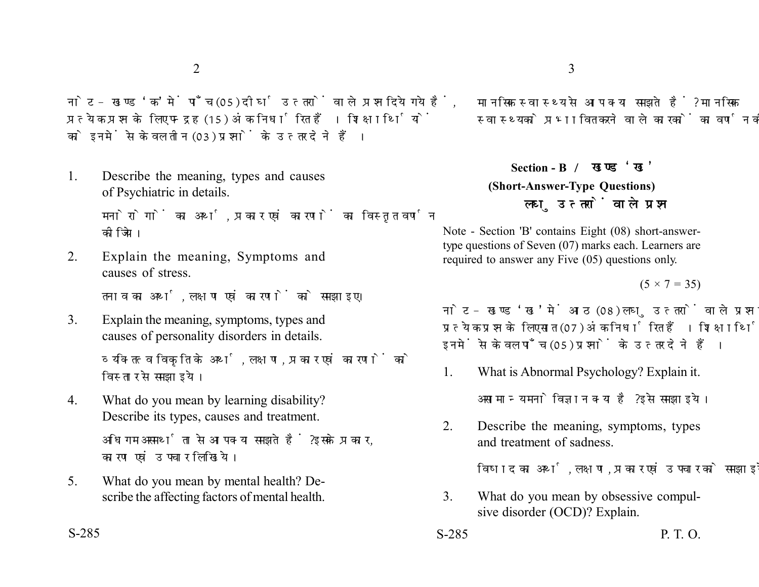नोट - खण्ड 'क' में पाँच (05) दीर्घ उत्तरों वाले प्रश्न दिये गये हैं, प्रत्येक प्रश्न के लिए पन्द्रह (15) अंक निर्धारित हैं। शिक्षार्थियों को इनमें से केवल तीन (03) प्रश्नों के उत्तर देने हैं।

1. Describe the meaning, types and causes of Psychiatric in details.

   मनोरोगों का अर्थ, प्रकार एवं कारणों का विस्तृत वर्णन कीजिये।

2. Explain the meaning, Symptoms and causes of stress.

   तनाव का अर्थ, लक्षण एवं कारणों को समझाइए।

3. Explain the meaning, symptoms, types and causes of personality disorders in details.

   व्यक्तित्व विकृति के अर्थ, लक्षण, प्रकार एवं कारणों को विस्तार से समझाइये।

4. What do you mean by learning disability? Describe its types, causes and treatment.

   अधिगम असमर्थता से आप क्या समझते हैं? इसके प्रकार, कारण एवं उपचार लिखिये।

5. What do you mean by mental health? Describe the affecting factors of mental health.

   मानसिक स्वास्थ्य से आप क्या समझते हैं? मानसिक स्वास्थ्य को प्रभावित करने वाले कारकों का वर्णन कीजिये।

## Section - B / खण्ड 'ख'

### (Short-Answer-Type Questions)

### लघु उत्तरों वाले प्रश्न

Note - Section 'B' contains Eight (08) short-answer-type questions of Seven (07) marks each. Learners are required to answer any Five (05) questions only.

(5 × 7 = 35)

नोट - खण्ड 'ख' में आठ (08) लघु उत्तरों वाले प्रश्न दिये गये हैं, प्रत्येक प्रश्न के लिए सात (07) अंक निर्धारित हैं। शिक्षार्थियों को इनमें से केवल पाँच (05) प्रश्नों के उत्तर देने हैं।

1. What is Abnormal Psychology? Explain it.

   असामान्य मनोविज्ञान क्या है? इसे समझाइये।

2. Describe the meaning, symptoms, types and treatment of sadness.

   विषाद का अर्थ, लक्षण, प्रकार एवं उपचार को समझाइये।

3. What do you mean by obsessive compulsive disorder (OCD)? Explain.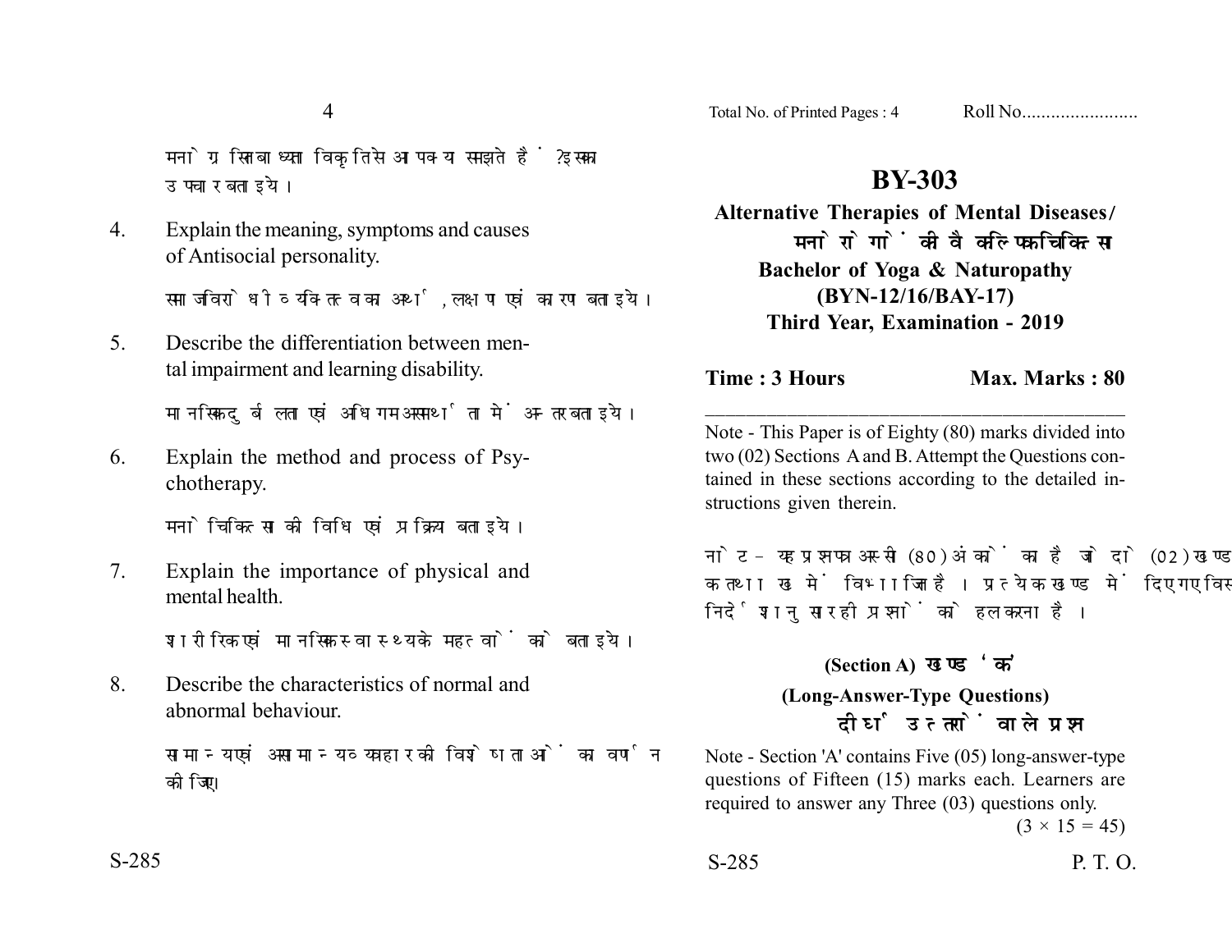मनोग्रसित बाध्यता विकृति से आप क्या समझते हैं? इसका उपचार बताइये।

4. Explain the meaning, symptoms and causes of Antisocial personality.

   समाजविरोधी व्यक्तित्व का अर्थ, लक्षण एवं कारण बताइये।

5. Describe the differentiation between mental impairment and learning disability.

   मानसिक दुर्बलता एवं अधिगम असमर्थता में अन्तर बताइये।

6. Explain the method and process of Psychotherapy.

   मनोचिकित्सा की विधि एवं प्रक्रिया बताइये।

7. Explain the importance of physical and mental health.

   शारीरिक एवं मानसिक स्वास्थ्य के महत्वों को बताइये।

8. Describe the characteristics of normal and abnormal behaviour.

   सामान्य एवं असामान्य व्यवहार की विशेषताओं का वर्णन कीजिए।

# BY-303

## Alternative Therapies of Mental Diseases/ मनोरोगों की वैकल्पिक चिकित्सा

**Bachelor of Yoga & Naturopathy (BYN-12/16/BAY-17)**

**Third Year, Examination - 2019**

**Time : 3 Hours** **Max. Marks : 80**

Note - This Paper is of Eighty (80) marks divided into two (02) Sections A and B. Attempt the Questions contained in these sections according to the detailed instructions given therein.

नोट - यह प्रश्नपत्र अस्सी (80) अंकों का है जो दो (02) खण्डों क तथा ख में विभाजित है। प्रत्येक खण्ड में दिए गए विस्तृत निर्देशों के अनुसार ही प्रश्नों को हल करना है।

### (Section A) खण्ड 'क'

### (Long-Answer-Type Questions) दीर्घ उत्तरों वाले प्रश्न

Note - Section 'A' contains Five (05) long-answer-type questions of Fifteen (15) marks each. Learners are required to answer any Three (03) questions only.

(3 × 15 = 45)